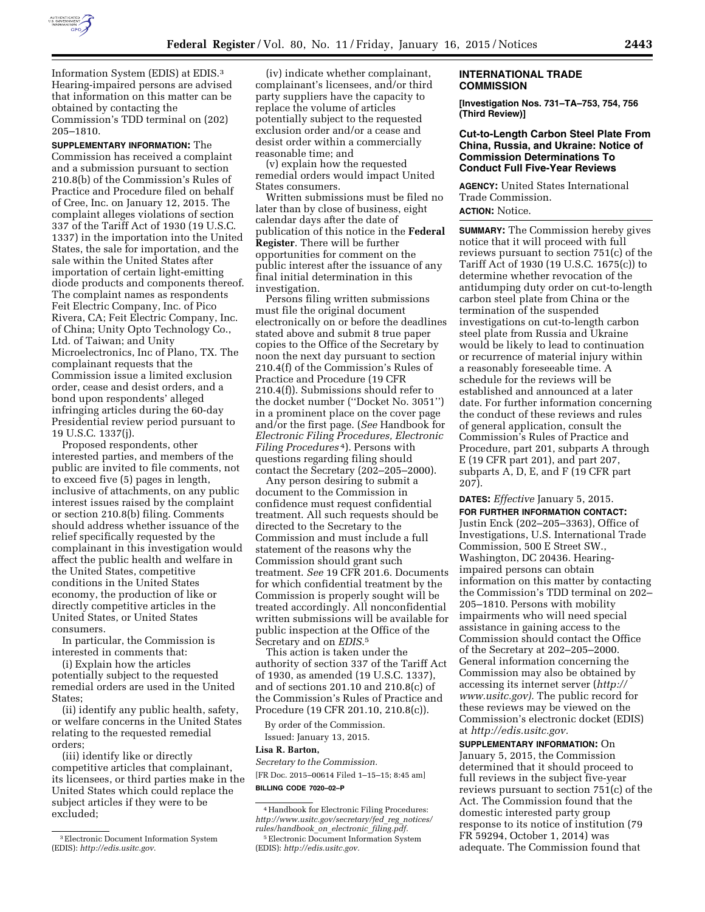Information System (EDIS) at EDIS.[3] Hearing-impaired persons are advised that information on this matter can be obtained by contacting the Commission's TDD terminal on (202) 205–1810.

**SUPPLEMENTARY INFORMATION:** The Commission has received a complaint and a submission pursuant to section 210.8(b) of the Commission's Rules of Practice and Procedure filed on behalf of Cree, Inc. on January 12, 2015. The complaint alleges violations of section 337 of the Tariff Act of 1930 (19 U.S.C. 1337) in the importation into the United States, the sale for importation, and the sale within the United States after importation of certain light-emitting diode products and components thereof. The complaint names as respondents Feit Electric Company, Inc. of Pico Rivera, CA; Feit Electric Company, Inc. of China; Unity Opto Technology Co., Ltd. of Taiwan; and Unity Microelectronics, Inc of Plano, TX. The complainant requests that the Commission issue a limited exclusion order, cease and desist orders, and a bond upon respondents' alleged infringing articles during the 60-day Presidential review period pursuant to 19 U.S.C. 1337(j).

Proposed respondents, other interested parties, and members of the public are invited to file comments, not to exceed five (5) pages in length, inclusive of attachments, on any public interest issues raised by the complaint or section 210.8(b) filing. Comments should address whether issuance of the relief specifically requested by the complainant in this investigation would affect the public health and welfare in the United States, competitive conditions in the United States economy, the production of like or directly competitive articles in the United States, or United States consumers.

In particular, the Commission is interested in comments that:

(i) Explain how the articles potentially subject to the requested remedial orders are used in the United States;

(ii) identify any public health, safety, or welfare concerns in the United States relating to the requested remedial orders;

(iii) identify like or directly competitive articles that complainant, its licensees, or third parties make in the United States which could replace the subject articles if they were to be excluded;

(iv) indicate whether complainant, complainant's licensees, and/or third party suppliers have the capacity to replace the volume of articles potentially subject to the requested exclusion order and/or a cease and desist order within a commercially reasonable time; and

(v) explain how the requested remedial orders would impact United States consumers.

Written submissions must be filed no later than by close of business, eight calendar days after the date of publication of this notice in the **Federal Register**. There will be further opportunities for comment on the public interest after the issuance of any final initial determination in this investigation.

Persons filing written submissions must file the original document electronically on or before the deadlines stated above and submit 8 true paper copies to the Office of the Secretary by noon the next day pursuant to section 210.4(f) of the Commission's Rules of Practice and Procedure (19 CFR 210.4(f)). Submissions should refer to the docket number ("Docket No. 3051") in a prominent place on the cover page and/or the first page. (*See* Handbook for *Electronic Filing Procedures, Electronic Filing Procedures*[4]). Persons with questions regarding filing should contact the Secretary (202–205–2000).

Any person desiring to submit a document to the Commission in confidence must request confidential treatment. All such requests should be directed to the Secretary to the Commission and must include a full statement of the reasons why the Commission should grant such treatment. *See* 19 CFR 201.6. Documents for which confidential treatment by the Commission is properly sought will be treated accordingly. All nonconfidential written submissions will be available for public inspection at the Office of the Secretary and on *EDIS*.[5]

This action is taken under the authority of section 337 of the Tariff Act of 1930, as amended (19 U.S.C. 1337), and of sections 201.10 and 210.8(c) of the Commission's Rules of Practice and Procedure (19 CFR 201.10, 210.8(c)).

By order of the Commission.

Issued: January 13, 2015.

**Lisa R. Barton,**

*Secretary to the Commission.*

[FR Doc. 2015–00614 Filed 1–15–15; 8:45 am]

**BILLING CODE 7020–02–P**

[3] Electronic Document Information System (EDIS): *http://edis.usitc.gov.*

[4] Handbook for Electronic Filing Procedures: *http://www.usitc.gov/secretary/fed_reg_notices/rules/handbook_on_electronic_filing.pdf.*

[5] Electronic Document Information System (EDIS): *http://edis.usitc.gov.*

## INTERNATIONAL TRADE COMMISSION

**[Investigation Nos. 731–TA–753, 754, 756 (Third Review)]**

### Cut-to-Length Carbon Steel Plate From China, Russia, and Ukraine: Notice of Commission Determinations To Conduct Full Five-Year Reviews

**AGENCY:** United States International Trade Commission.

**ACTION:** Notice.

**SUMMARY:** The Commission hereby gives notice that it will proceed with full reviews pursuant to section 751(c) of the Tariff Act of 1930 (19 U.S.C. 1675(c)) to determine whether revocation of the antidumping duty order on cut-to-length carbon steel plate from China or the termination of the suspended investigations on cut-to-length carbon steel plate from Russia and Ukraine would be likely to lead to continuation or recurrence of material injury within a reasonably foreseeable time. A schedule for the reviews will be established and announced at a later date. For further information concerning the conduct of these reviews and rules of general application, consult the Commission's Rules of Practice and Procedure, part 201, subparts A through E (19 CFR part 201), and part 207, subparts A, D, E, and F (19 CFR part 207).

**DATES:** *Effective* January 5, 2015.

**FOR FURTHER INFORMATION CONTACT:** Justin Enck (202–205–3363), Office of Investigations, U.S. International Trade Commission, 500 E Street SW., Washington, DC 20436. Hearing-impaired persons can obtain information on this matter by contacting the Commission's TDD terminal on 202–205–1810. Persons with mobility impairments who will need special assistance in gaining access to the Commission should contact the Office of the Secretary at 202–205–2000. General information concerning the Commission may also be obtained by accessing its internet server (*http://www.usitc.gov).* The public record for these reviews may be viewed on the Commission's electronic docket (EDIS) at *http://edis.usitc.gov.*

**SUPPLEMENTARY INFORMATION:** On January 5, 2015, the Commission determined that it should proceed to full reviews in the subject five-year reviews pursuant to section 751(c) of the Act. The Commission found that the domestic interested party group response to its notice of institution (79 FR 59294, October 1, 2014) was adequate. The Commission found that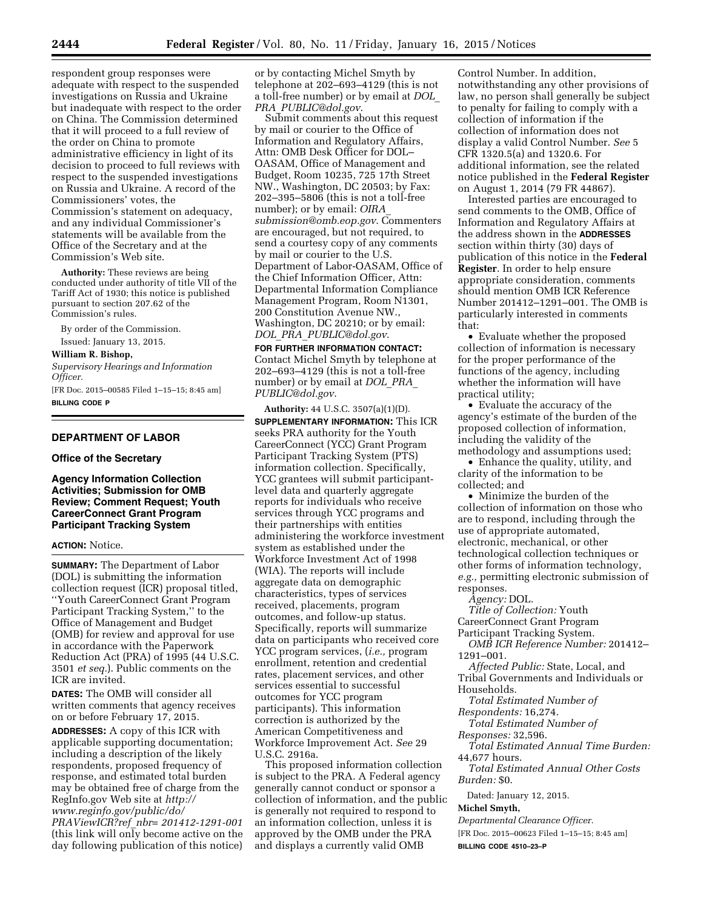respondent group responses were adequate with respect to the suspended investigations on Russia and Ukraine but inadequate with respect to the order on China. The Commission determined that it will proceed to a full review of the order on China to promote administrative efficiency in light of its decision to proceed to full reviews with respect to the suspended investigations on Russia and Ukraine. A record of the Commissioners' votes, the Commission's statement on adequacy, and any individual Commissioner's statements will be available from the Office of the Secretary and at the Commission's Web site.

**Authority:** These reviews are being conducted under authority of title VII of the Tariff Act of 1930; this notice is published pursuant to section 207.62 of the Commission's rules.

By order of the Commission.

Issued: January 13, 2015.

**William R. Bishop,**

*Supervisory Hearings and Information Officer.*

[FR Doc. 2015–00585 Filed 1–15–15; 8:45 am]

**BILLING CODE P**

---

## DEPARTMENT OF LABOR

### Office of the Secretary

### Agency Information Collection Activities; Submission for OMB Review; Comment Request; Youth CareerConnect Grant Program Participant Tracking System

**ACTION:** Notice.

**SUMMARY:** The Department of Labor (DOL) is submitting the information collection request (ICR) proposal titled, ''Youth CareerConnect Grant Program Participant Tracking System,'' to the Office of Management and Budget (OMB) for review and approval for use in accordance with the Paperwork Reduction Act (PRA) of 1995 (44 U.S.C. 3501 *et seq.*). Public comments on the ICR are invited.

**DATES:** The OMB will consider all written comments that agency receives on or before February 17, 2015.

**ADDRESSES:** A copy of this ICR with applicable supporting documentation; including a description of the likely respondents, proposed frequency of response, and estimated total burden may be obtained free of charge from the RegInfo.gov Web site at *http://www.reginfo.gov/public/do/PRAViewICR?ref_nbr= 201412-1291-001* (this link will only become active on the day following publication of this notice) or by contacting Michel Smyth by telephone at 202–693–4129 (this is not a toll-free number) or by email at *DOL_PRA_PUBLIC@dol.gov*.

Submit comments about this request by mail or courier to the Office of Information and Regulatory Affairs, Attn: OMB Desk Officer for DOL–OASAM, Office of Management and Budget, Room 10235, 725 17th Street NW., Washington, DC 20503; by Fax: 202–395–5806 (this is not a toll-free number); or by email: *OIRA_submission@omb.eop.gov*. Commenters are encouraged, but not required, to send a courtesy copy of any comments by mail or courier to the U.S. Department of Labor-OASAM, Office of the Chief Information Officer, Attn: Departmental Information Compliance Management Program, Room N1301, 200 Constitution Avenue NW., Washington, DC 20210; or by email: *DOL_PRA_PUBLIC@dol.gov*.

**FOR FURTHER INFORMATION CONTACT:** Contact Michel Smyth by telephone at 202–693–4129 (this is not a toll-free number) or by email at *DOL_PRA_PUBLIC@dol.gov*.

**Authority:** 44 U.S.C. 3507(a)(1)(D).

**SUPPLEMENTARY INFORMATION:** This ICR seeks PRA authority for the Youth CareerConnect (YCC) Grant Program Participant Tracking System (PTS) information collection. Specifically, YCC grantees will submit participant-level data and quarterly aggregate reports for individuals who receive services through YCC programs and their partnerships with entities administering the workforce investment system as established under the Workforce Investment Act of 1998 (WIA). The reports will include aggregate data on demographic characteristics, types of services received, placements, program outcomes, and follow-up status. Specifically, reports will summarize data on participants who received core YCC program services, (*i.e.,* program enrollment, retention and credential rates, placement services, and other services essential to successful outcomes for YCC program participants). This information correction is authorized by the American Competitiveness and Workforce Improvement Act. *See* 29 U.S.C. 2916a.

This proposed information collection is subject to the PRA. A Federal agency generally cannot conduct or sponsor a collection of information, and the public is generally not required to respond to an information collection, unless it is approved by the OMB under the PRA and displays a currently valid OMB Control Number. In addition, notwithstanding any other provisions of law, no person shall generally be subject to penalty for failing to comply with a collection of information if the collection of information does not display a valid Control Number. *See* 5 CFR 1320.5(a) and 1320.6. For additional information, see the related notice published in the **Federal Register** on August 1, 2014 (79 FR 44867).

Interested parties are encouraged to send comments to the OMB, Office of Information and Regulatory Affairs at the address shown in the **ADDRESSES** section within thirty (30) days of publication of this notice in the **Federal Register**. In order to help ensure appropriate consideration, comments should mention OMB ICR Reference Number 201412–1291–001. The OMB is particularly interested in comments that:

- Evaluate whether the proposed collection of information is necessary for the proper performance of the functions of the agency, including whether the information will have practical utility;
- Evaluate the accuracy of the agency's estimate of the burden of the proposed collection of information, including the validity of the methodology and assumptions used;
- Enhance the quality, utility, and clarity of the information to be collected; and
- Minimize the burden of the collection of information on those who are to respond, including through the use of appropriate automated, electronic, mechanical, or other technological collection techniques or other forms of information technology, *e.g.,* permitting electronic submission of responses.

*Agency:* DOL.

*Title of Collection:* Youth CareerConnect Grant Program Participant Tracking System.

*OMB ICR Reference Number:* 201412–1291–001.

*Affected Public:* State, Local, and Tribal Governments and Individuals or Households.

*Total Estimated Number of Respondents:* 16,274.

*Total Estimated Number of Responses:* 32,596.

*Total Estimated Annual Time Burden:* 44,677 hours.

*Total Estimated Annual Other Costs Burden:* $0.

Dated: January 12, 2015.

**Michel Smyth,**

*Departmental Clearance Officer.*

[FR Doc. 2015–00623 Filed 1–15–15; 8:45 am]

**BILLING CODE 4510–23–P**